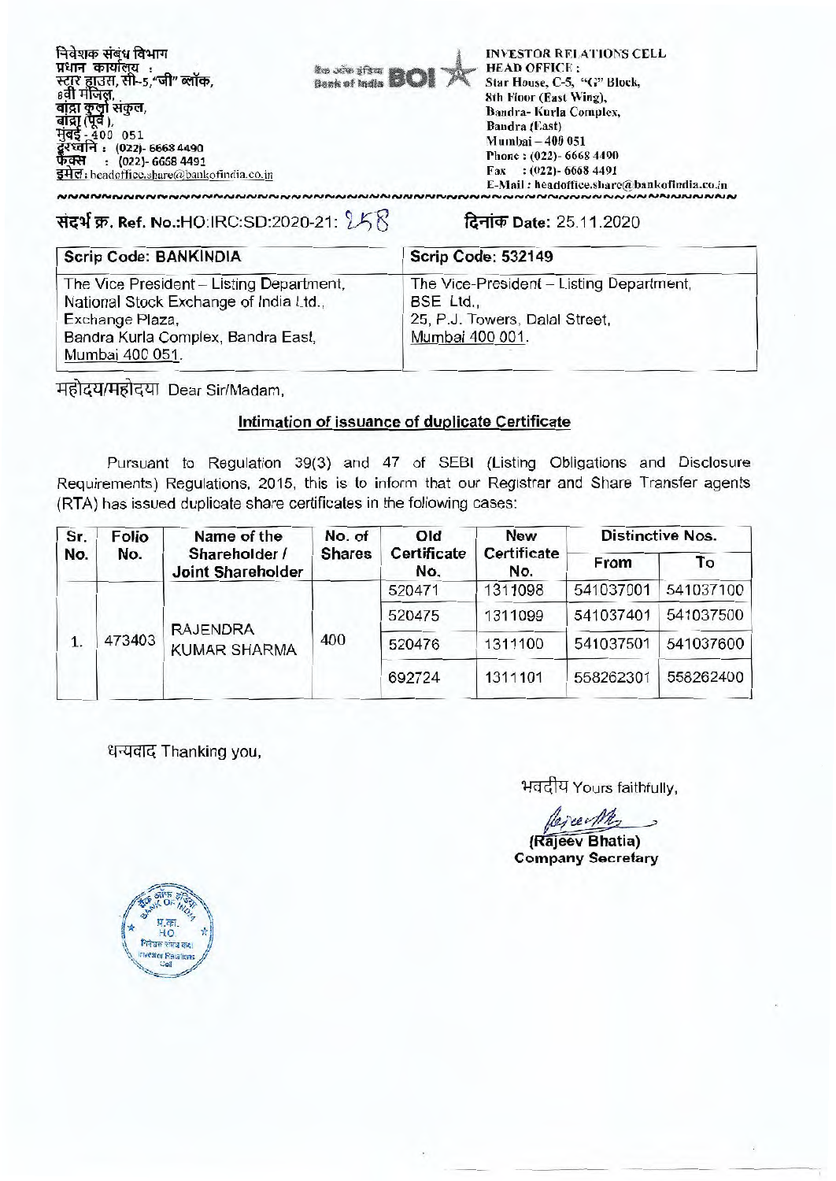निवेशक संबंध विभाग
प्रधान कार्यालय :
स्टार हाउस, सी-5,"जी" ब्लॉक,
8वी मंजिल,
बांद्रा कुर्ला संकुल,
बांद्रा (पूर्व),
मुंबई - 400 051
दूरध्वनि : (022)- 6668 4490
फैक्स : (022)- 6668 4491
इमेल: headoffice.share@bankofindia.co.in

बैंक ऑफ इंडिया Bank of India BOI

INVESTOR RELATIONS CELL
HEAD OFFICE :
Star House, C-5, "G" Block,
8th Floor (East Wing),
Bandra- Kurla Complex,
Bandra (East)
Mumbai – 400 051
Phone : (022)- 6668 4490
Fax : (022)- 6668 4491
E-Mail : headoffice.share@bankofindia.co.in

संदर्भ क्र. Ref. No.:HO:IRC:SD:2020-21: 258

दिनांक Date: 25.11.2020

| Scrip Code: BANKINDIA | Scrip Code: 532149 |
|---|---|
| The Vice President – Listing Department, National Stock Exchange of India Ltd., Exchange Plaza, Bandra Kurla Complex, Bandra East, Mumbai 400 051. | The Vice-President – Listing Department, BSE Ltd., 25, P.J. Towers, Dalal Street, Mumbai 400 001. |

महोदय/महोदया Dear Sir/Madam,

**Intimation of issuance of duplicate Certificate**

Pursuant to Regulation 39(3) and 47 of SEBI (Listing Obligations and Disclosure Requirements) Regulations, 2015, this is to inform that our Registrar and Share Transfer agents (RTA) has issued duplicate share certificates in the following cases:

| Sr. No. | Folio No. | Name of the Shareholder / Joint Shareholder | No. of Shares | Old Certificate No. | New Certificate No. | Distinctive Nos. | |
|---|---|---|---|---|---|---|---|
| | | | | | | From | To |
| 1. | 473403 | RAJENDRA KUMAR SHARMA | 400 | 520471 | 1311098 | 541037001 | 541037100 |
| | | | | 520475 | 1311099 | 541037401 | 541037500 |
| | | | | 520476 | 1311100 | 541037501 | 541037600 |
| | | | | 692724 | 1311101 | 558262301 | 558262400 |

धन्यवाद Thanking you,

भवदीय Yours faithfully,

(Rajeev Bhatia)
Company Secretary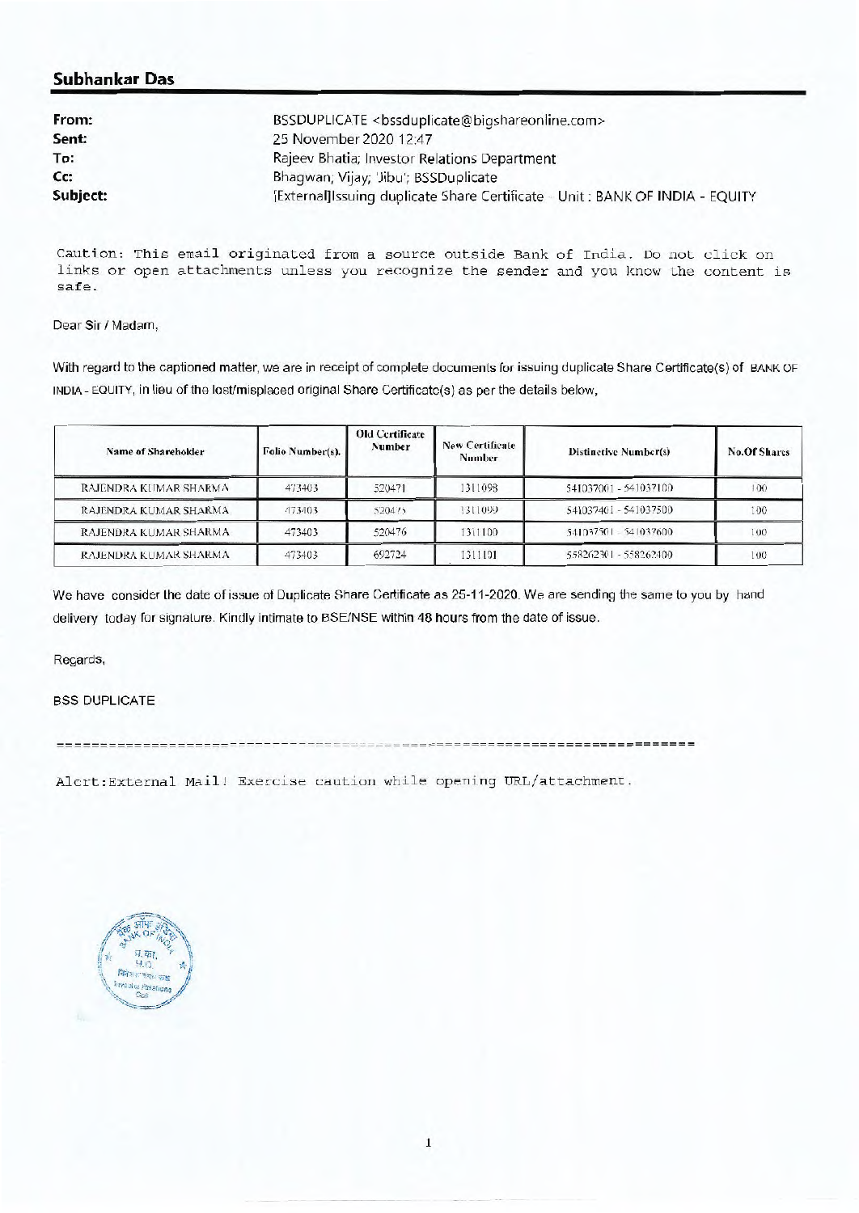## Subhankar Das

| | |
|---|---|
| **From:** | BSSDUPLICATE <bssduplicate@bigshareonline.com> |
| **Sent:** | 25 November 2020 12:47 |
| **To:** | Rajeev Bhatia; Investor Relations Department |
| **Cc:** | Bhagwan; Vijay; 'Jibu'; BSSDuplicate |
| **Subject:** | [External]Issuing duplicate Share Certificate - Unit : BANK OF INDIA - EQUITY |

Caution: This email originated from a source outside Bank of India. Do not click on links or open attachments unless you recognize the sender and you know the content is safe.

Dear Sir / Madam,

With regard to the captioned matter, we are in receipt of complete documents for issuing duplicate Share Certificate(s) of BANK OF INDIA - EQUITY, in lieu of the lost/misplaced original Share Certificate(s) as per the details below,

| Name of Shareholder | Folio Number(s). | Old Certificate Number | New Certificate Number | Distinctive Number(s) | No.Of Shares |
|---|---|---|---|---|---|
| RAJENDRA KUMAR SHARMA | 473403 | 520471 | 1311098 | 541037001 - 541037100 | 100 |
| RAJENDRA KUMAR SHARMA | 473403 | 520475 | 1311099 | 541037401 - 541037500 | 100 |
| RAJENDRA KUMAR SHARMA | 473403 | 520476 | 1311100 | 541037501 - 541037600 | 100 |
| RAJENDRA KUMAR SHARMA | 473403 | 692724 | 1311101 | 558262301 - 558262400 | 100 |

We have consider the date of issue of Duplicate Share Certificate as 25-11-2020. We are sending the same to you by hand delivery today for signature. Kindly intimate to BSE/NSE within 48 hours from the date of issue.

Regards,

BSS DUPLICATE

==========================================================================

Alert:External Mail! Exercise caution while opening URL/attachment.